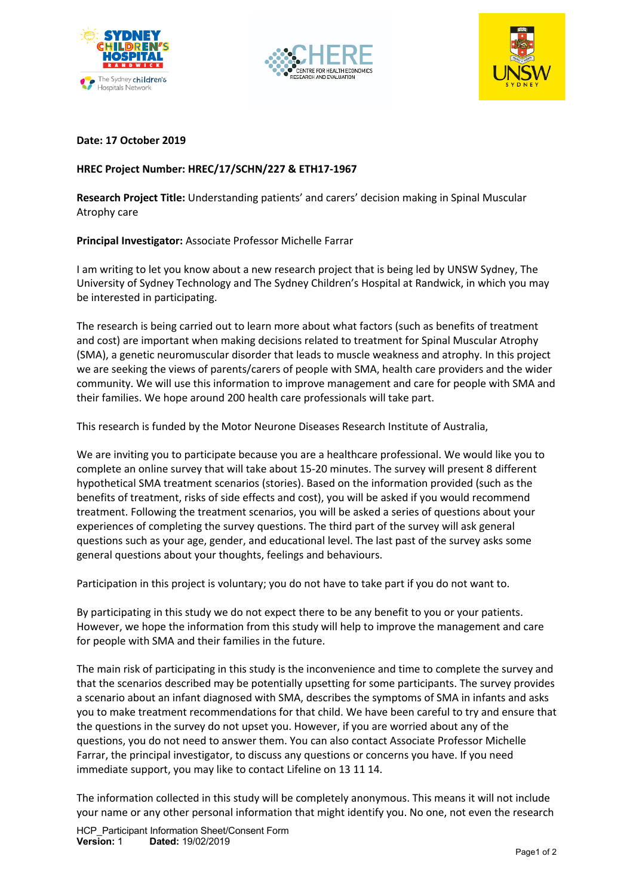**Date: 17 October 2019**

**HREC Project Number: HREC/17/SCHN/227 & ETH17-1967**

**Research Project Title:** Understanding patients' and carers' decision making in Spinal Muscular Atrophy care

**Principal Investigator:** Associate Professor Michelle Farrar

I am writing to let you know about a new research project that is being led by UNSW Sydney, The University of Sydney Technology and The Sydney Children's Hospital at Randwick, in which you may be interested in participating.

The research is being carried out to learn more about what factors (such as benefits of treatment and cost) are important when making decisions related to treatment for Spinal Muscular Atrophy (SMA), a genetic neuromuscular disorder that leads to muscle weakness and atrophy. In this project we are seeking the views of parents/carers of people with SMA, health care providers and the wider community. We will use this information to improve management and care for people with SMA and their families. We hope around 200 health care professionals will take part.

This research is funded by the Motor Neurone Diseases Research Institute of Australia,

We are inviting you to participate because you are a healthcare professional. We would like you to complete an online survey that will take about 15-20 minutes. The survey will present 8 different hypothetical SMA treatment scenarios (stories). Based on the information provided (such as the benefits of treatment, risks of side effects and cost), you will be asked if you would recommend treatment. Following the treatment scenarios, you will be asked a series of questions about your experiences of completing the survey questions. The third part of the survey will ask general questions such as your age, gender, and educational level. The last past of the survey asks some general questions about your thoughts, feelings and behaviours.

Participation in this project is voluntary; you do not have to take part if you do not want to.

By participating in this study we do not expect there to be any benefit to you or your patients. However, we hope the information from this study will help to improve the management and care for people with SMA and their families in the future.

The main risk of participating in this study is the inconvenience and time to complete the survey and that the scenarios described may be potentially upsetting for some participants. The survey provides a scenario about an infant diagnosed with SMA, describes the symptoms of SMA in infants and asks you to make treatment recommendations for that child. We have been careful to try and ensure that the questions in the survey do not upset you. However, if you are worried about any of the questions, you do not need to answer them. You can also contact Associate Professor Michelle Farrar, the principal investigator, to discuss any questions or concerns you have. If you need immediate support, you may like to contact Lifeline on 13 11 14.

The information collected in this study will be completely anonymous. This means it will not include your name or any other personal information that might identify you. No one, not even the research

HCP_Participant Information Sheet/Consent Form
**Version:** 1 **Dated:** 19/02/2019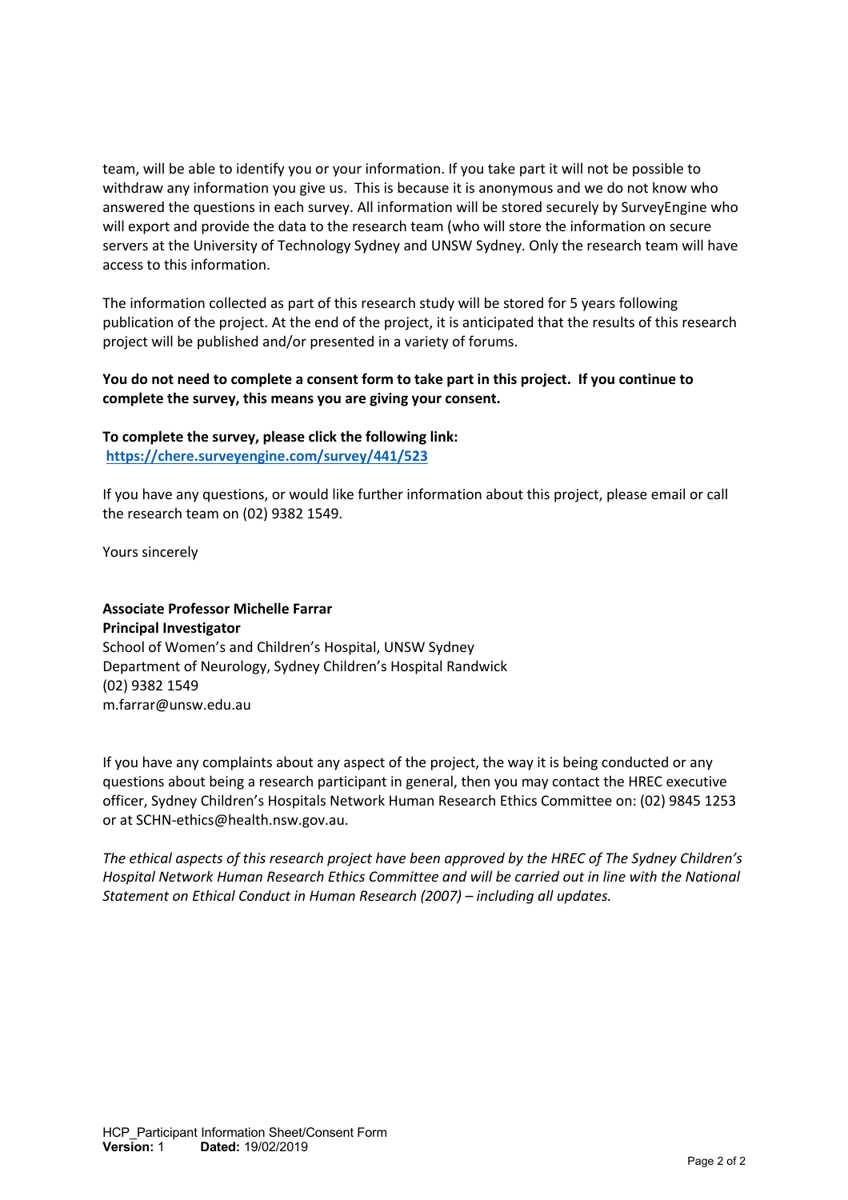team, will be able to identify you or your information. If you take part it will not be possible to withdraw any information you give us. This is because it is anonymous and we do not know who answered the questions in each survey. All information will be stored securely by SurveyEngine who will export and provide the data to the research team (who will store the information on secure servers at the University of Technology Sydney and UNSW Sydney. Only the research team will have access to this information.

The information collected as part of this research study will be stored for 5 years following publication of the project. At the end of the project, it is anticipated that the results of this research project will be published and/or presented in a variety of forums.

**You do not need to complete a consent form to take part in this project. If you continue to complete the survey, this means you are giving your consent.**

**To complete the survey, please click the following link:**
**https://chere.surveyengine.com/survey/441/523**

If you have any questions, or would like further information about this project, please email or call the research team on (02) 9382 1549.

Yours sincerely

**Associate Professor Michelle Farrar**
**Principal Investigator**
School of Women's and Children's Hospital, UNSW Sydney
Department of Neurology, Sydney Children's Hospital Randwick
(02) 9382 1549
m.farrar@unsw.edu.au

If you have any complaints about any aspect of the project, the way it is being conducted or any questions about being a research participant in general, then you may contact the HREC executive officer, Sydney Children's Hospitals Network Human Research Ethics Committee on: (02) 9845 1253 or at SCHN-ethics@health.nsw.gov.au.

*The ethical aspects of this research project have been approved by the HREC of The Sydney Children's Hospital Network Human Research Ethics Committee and will be carried out in line with the National Statement on Ethical Conduct in Human Research (2007) – including all updates.*

HCP_Participant Information Sheet/Consent Form
**Version:** 1 **Dated:** 19/02/2019